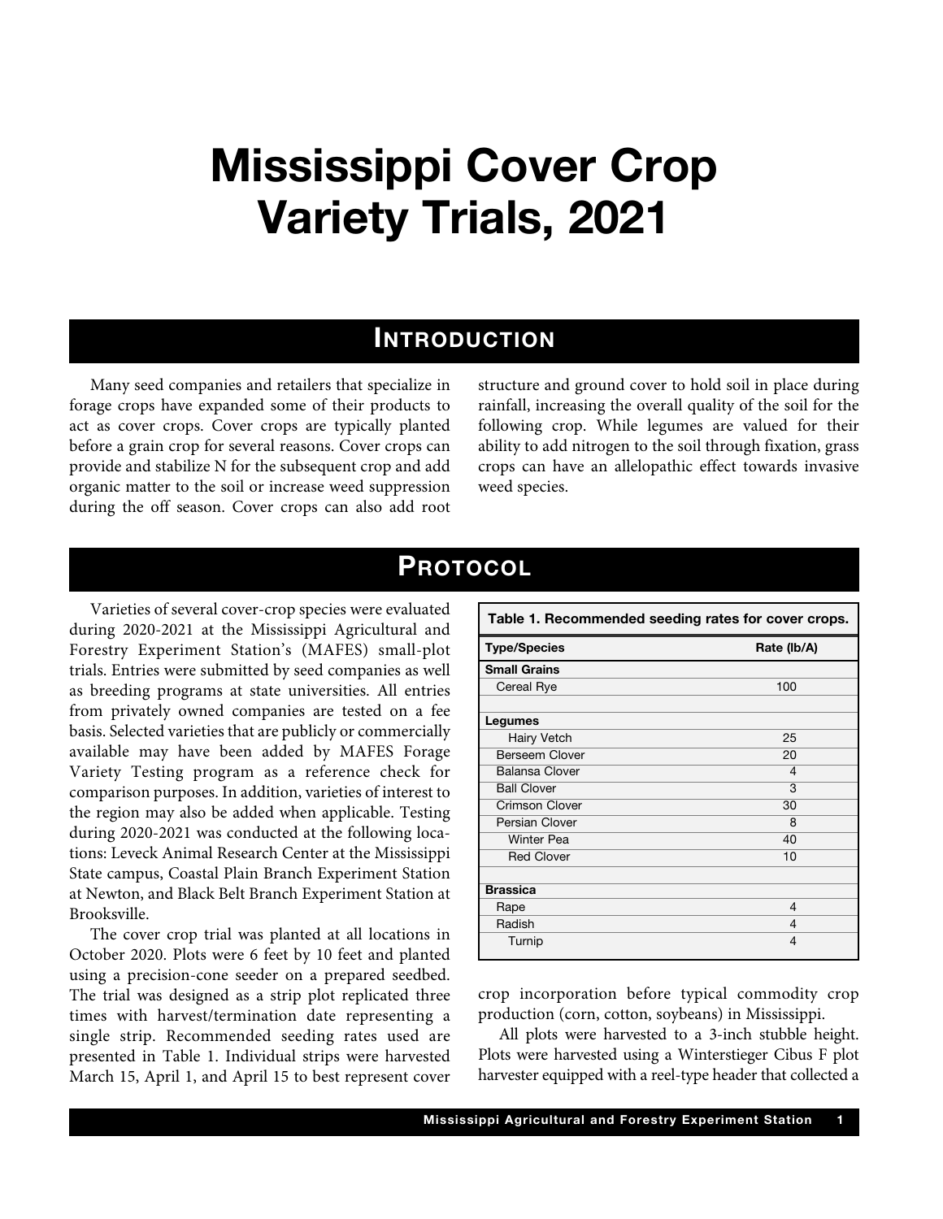# Mississippi Cover Crop Variety Trials, 2021

## Introduction

Many seed companies and retailers that specialize in forage crops have expanded some of their products to act as cover crops. Cover crops are typically planted before a grain crop for several reasons. Cover crops can provide and stabilize N for the subsequent crop and add organic matter to the soil or increase weed suppression during the off season. Cover crops can also add root structure and ground cover to hold soil in place during rainfall, increasing the overall quality of the soil for the following crop. While legumes are valued for their ability to add nitrogen to the soil through fixation, grass crops can have an allelopathic effect towards invasive weed species.

## Protocol

Varieties of several cover-crop species were evaluated during 2020-2021 at the Mississippi Agricultural and Forestry Experiment Station's (MAFES) small-plot trials. Entries were submitted by seed companies as well as breeding programs at state universities. All entries from privately owned companies are tested on a fee basis. Selected varieties that are publicly or commercially available may have been added by MAFES Forage Variety Testing program as a reference check for comparison purposes. In addition, varieties of interest to the region may also be added when applicable. Testing during 2020-2021 was conducted at the following locations: Leveck Animal Research Center at the Mississippi State campus, Coastal Plain Branch Experiment Station at Newton, and Black Belt Branch Experiment Station at Brooksville.

The cover crop trial was planted at all locations in October 2020. Plots were 6 feet by 10 feet and planted using a precision-cone seeder on a prepared seedbed. The trial was designed as a strip plot replicated three times with harvest/termination date representing a single strip. Recommended seeding rates used are presented in Table 1. Individual strips were harvested March 15, April 1, and April 15 to best represent cover crop incorporation before typical commodity crop production (corn, cotton, soybeans) in Mississippi.

**Table 1. Recommended seeding rates for cover crops.**

| Type/Species | Rate (lb/A) |
|---|---|
| **Small Grains** | |
| Cereal Rye | 100 |
| | |
| **Legumes** | |
| Hairy Vetch | 25 |
| Berseem Clover | 20 |
| Balansa Clover | 4 |
| Ball Clover | 3 |
| Crimson Clover | 30 |
| Persian Clover | 8 |
| Winter Pea | 40 |
| Red Clover | 10 |
| | |
| **Brassica** | |
| Rape | 4 |
| Radish | 4 |
| Turnip | 4 |

All plots were harvested to a 3-inch stubble height. Plots were harvested using a Wintersteiger Cibus F plot harvester equipped with a reel-type header that collected a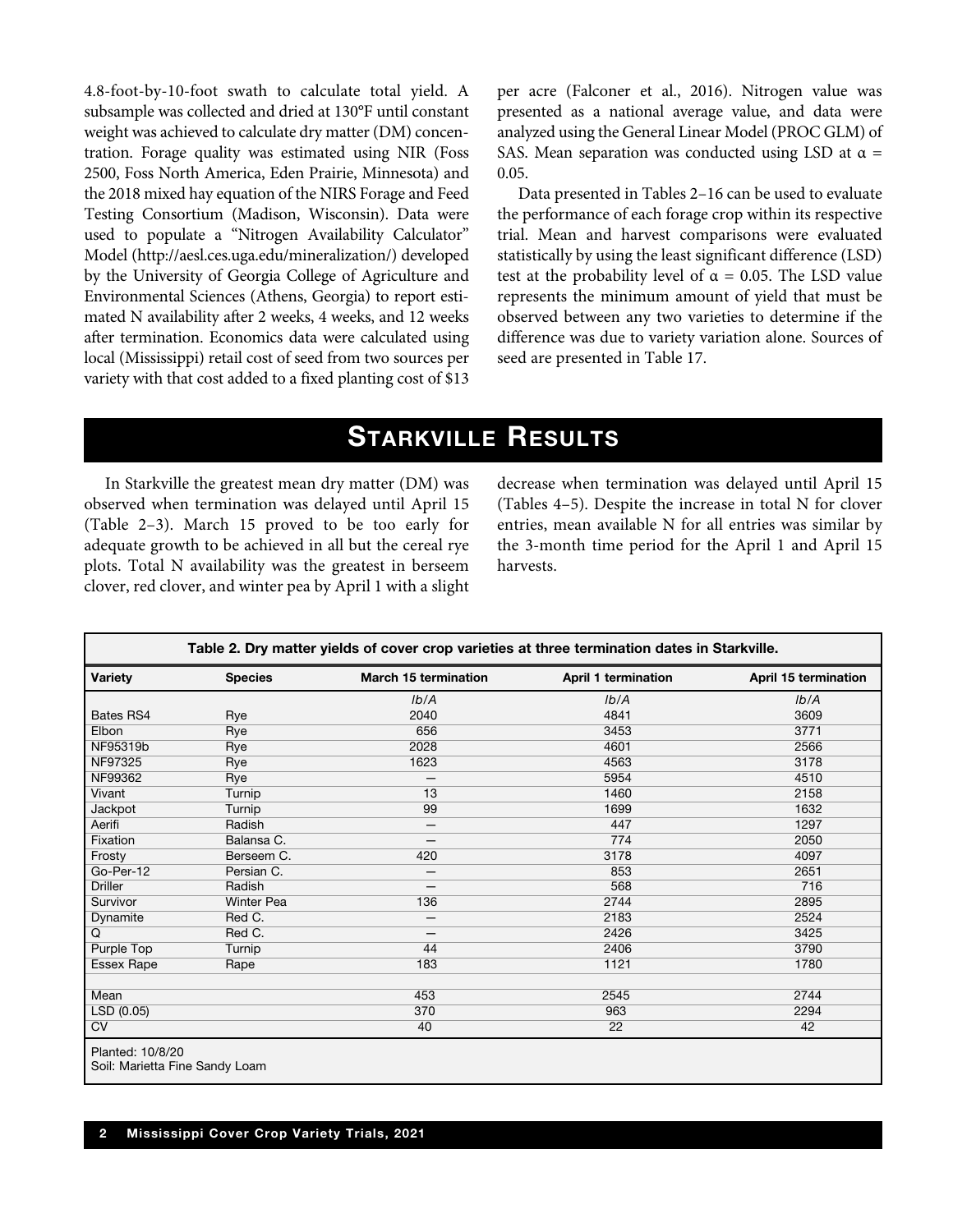4.8-foot-by-10-foot swath to calculate total yield. A subsample was collected and dried at 130°F until constant weight was achieved to calculate dry matter (DM) concentration. Forage quality was estimated using NIR (Foss 2500, Foss North America, Eden Prairie, Minnesota) and the 2018 mixed hay equation of the NIRS Forage and Feed Testing Consortium (Madison, Wisconsin). Data were used to populate a "Nitrogen Availability Calculator" Model (http://aesl.ces.uga.edu/mineralization/) developed by the University of Georgia College of Agriculture and Environmental Sciences (Athens, Georgia) to report estimated N availability after 2 weeks, 4 weeks, and 12 weeks after termination. Economics data were calculated using local (Mississippi) retail cost of seed from two sources per variety with that cost added to a fixed planting cost of $13 per acre (Falconer et al., 2016). Nitrogen value was presented as a national average value, and data were analyzed using the General Linear Model (PROC GLM) of SAS. Mean separation was conducted using LSD at $\alpha = 0.05$.

Data presented in Tables 2–16 can be used to evaluate the performance of each forage crop within its respective trial. Mean and harvest comparisons were evaluated statistically by using the least significant difference (LSD) test at the probability level of $\alpha = 0.05$. The LSD value represents the minimum amount of yield that must be observed between any two varieties to determine if the difference was due to variety variation alone. Sources of seed are presented in Table 17.

# Starkville Results

In Starkville the greatest mean dry matter (DM) was observed when termination was delayed until April 15 (Table 2–3). March 15 proved to be too early for adequate growth to be achieved in all but the cereal rye plots. Total N availability was the greatest in berseem clover, red clover, and winter pea by April 1 with a slight decrease when termination was delayed until April 15 (Tables 4–5). Despite the increase in total N for clover entries, mean available N for all entries was similar by the 3-month time period for the April 1 and April 15 harvests.

**Table 2. Dry matter yields of cover crop varieties at three termination dates in Starkville.**

| Variety | Species | March 15 termination | April 1 termination | April 15 termination |
|---|---|---|---|---|
| | | *lb/A* | *lb/A* | *lb/A* |
| Bates RS4 | Rye | 2040 | 4841 | 3609 |
| Elbon | Rye | 656 | 3453 | 3771 |
| NF95319b | Rye | 2028 | 4601 | 2566 |
| NF97325 | Rye | 1623 | 4563 | 3178 |
| NF99362 | Rye | — | 5954 | 4510 |
| Vivant | Turnip | 13 | 1460 | 2158 |
| Jackpot | Turnip | 99 | 1699 | 1632 |
| Aerifi | Radish | — | 447 | 1297 |
| Fixation | Balansa C. | — | 774 | 2050 |
| Frosty | Berseem C. | 420 | 3178 | 4097 |
| Go-Per-12 | Persian C. | — | 853 | 2651 |
| Driller | Radish | — | 568 | 716 |
| Survivor | Winter Pea | 136 | 2744 | 2895 |
| Dynamite | Red C. | — | 2183 | 2524 |
| Q | Red C. | — | 2426 | 3425 |
| Purple Top | Turnip | 44 | 2406 | 3790 |
| Essex Rape | Rape | 183 | 1121 | 1780 |
| | | | | |
| Mean | | 453 | 2545 | 2744 |
| LSD (0.05) | | 370 | 963 | 2294 |
| CV | | 40 | 22 | 42 |

Planted: 10/8/20
Soil: Marietta Fine Sandy Loam